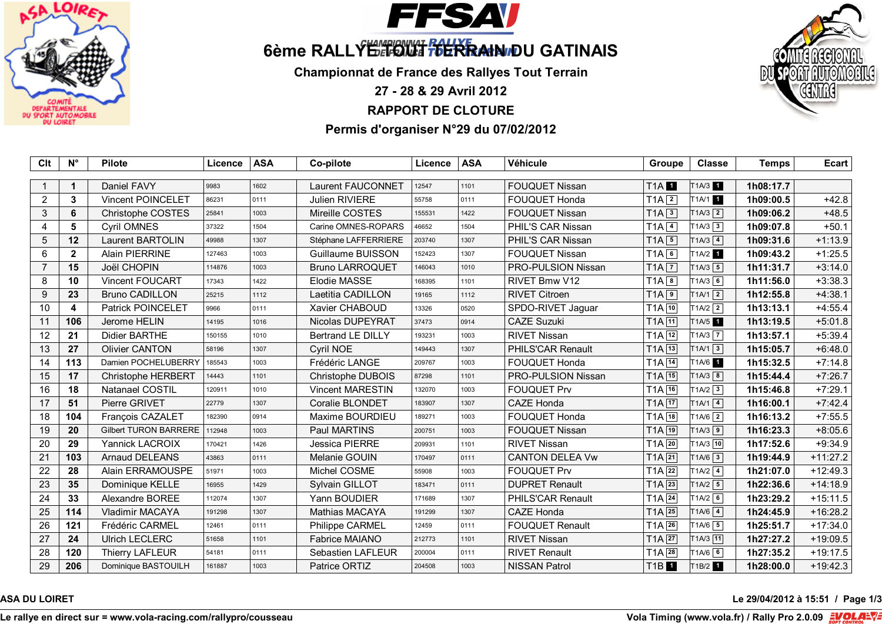# 6ème RALLYE TOUT TERRAIN DU GATINAIS

**Championnat de France des Rallyes Tout Terrain**

**27 - 28 & 29 Avril 2012**

**RAPPORT DE CLOTURE**

**Permis d'organiser N°29 du 07/02/2012**

| Clt | N° | Pilote | Licence | ASA | Co-pilote | Licence | ASA | Véhicule | Groupe | Classe | Temps | Ecart |
|---|---|---|---|---|---|---|---|---|---|---|---|---|
| 1 | 1 | Daniel FAVY | 9983 | 1602 | Laurent FAUCONNET | 12547 | 1101 | FOUQUET Nissan | T1A 1 | T1A/3 1 | 1h08:17.7 | |
| 2 | 3 | Vincent POINCELET | 86231 | 0111 | Julien RIVIERE | 55758 | 0111 | FOUQUET Honda | T1A 2 | T1A/1 1 | 1h09:00.5 | +42.8 |
| 3 | 6 | Christophe COSTES | 25841 | 1003 | Mireille COSTES | 155531 | 1422 | FOUQUET Nissan | T1A 3 | T1A/3 2 | 1h09:06.2 | +48.5 |
| 4 | 5 | Cyril OMNES | 37322 | 1504 | Carine OMNES-ROPARS | 46652 | 1504 | PHIL'S CAR Nissan | T1A 4 | T1A/3 3 | 1h09:07.8 | +50.1 |
| 5 | 12 | Laurent BARTOLIN | 49988 | 1307 | Stéphane LAFFERRIERE | 203740 | 1307 | PHIL'S CAR Nissan | T1A 5 | T1A/3 4 | 1h09:31.6 | +1:13.9 |
| 6 | 2 | Alain PIERRINE | 127463 | 1003 | Guillaume BUISSON | 152423 | 1307 | FOUQUET Nissan | T1A 6 | T1A/2 1 | 1h09:43.2 | +1:25.5 |
| 7 | 15 | Joël CHOPIN | 114876 | 1003 | Bruno LARROQUET | 146043 | 1010 | PRO-PULSION Nissan | T1A 7 | T1A/3 5 | 1h11:31.7 | +3:14.0 |
| 8 | 10 | Vincent FOUCART | 17343 | 1422 | Elodie MASSE | 168395 | 1101 | RIVET Bmw V12 | T1A 8 | T1A/3 6 | 1h11:56.0 | +3:38.3 |
| 9 | 23 | Bruno CADILLON | 25215 | 1112 | Laetitia CADILLON | 19165 | 1112 | RIVET Citroen | T1A 9 | T1A/1 2 | 1h12:55.8 | +4:38.1 |
| 10 | 4 | Patrick POINCELET | 9966 | 0111 | Xavier CHABOUD | 13326 | 0520 | SPDO-RIVET Jaguar | T1A 10 | T1A/2 2 | 1h13:13.1 | +4:55.4 |
| 11 | 106 | Jerome HELIN | 14195 | 1016 | Nicolas DUPEYRAT | 37473 | 0914 | CAZE Suzuki | T1A 11 | T1A/5 1 | 1h13:19.5 | +5:01.8 |
| 12 | 21 | Didier BARTHE | 150155 | 1010 | Bertrand LE DILLY | 193231 | 1003 | RIVET Nissan | T1A 12 | T1A/3 7 | 1h13:57.1 | +5:39.4 |
| 13 | 27 | Olivier CANTON | 58196 | 1307 | Cyril NOE | 149443 | 1307 | PHILS'CAR Renault | T1A 13 | T1A/1 3 | 1h15:05.7 | +6:48.0 |
| 14 | 113 | Damien POCHELUBERRY | 185543 | 1003 | Frédéric LANGE | 209767 | 1003 | FOUQUET Honda | T1A 14 | T1A/6 1 | 1h15:32.5 | +7:14.8 |
| 15 | 17 | Christophe HERBERT | 14443 | 1101 | Christophe DUBOIS | 87298 | 1101 | PRO-PULSION Nissan | T1A 15 | T1A/3 8 | 1h15:44.4 | +7:26.7 |
| 16 | 18 | Natanael COSTIL | 120911 | 1010 | Vincent MARESTIN | 132070 | 1003 | FOUQUET Prv | T1A 16 | T1A/2 3 | 1h15:46.8 | +7:29.1 |
| 17 | 51 | Pierre GRIVET | 22779 | 1307 | Coralie BLONDET | 183907 | 1307 | CAZE Honda | T1A 17 | T1A/1 4 | 1h16:00.1 | +7:42.4 |
| 18 | 104 | François CAZALET | 182390 | 0914 | Maxime BOURDIEU | 189271 | 1003 | FOUQUET Honda | T1A 18 | T1A/6 2 | 1h16:13.2 | +7:55.5 |
| 19 | 20 | Gilbert TURON BARRERE | 112948 | 1003 | Paul MARTINS | 200751 | 1003 | FOUQUET Nissan | T1A 19 | T1A/3 9 | 1h16:23.3 | +8:05.6 |
| 20 | 29 | Yannick LACROIX | 170421 | 1426 | Jessica PIERRE | 209931 | 1101 | RIVET Nissan | T1A 20 | T1A/3 10 | 1h17:52.6 | +9:34.9 |
| 21 | 103 | Arnaud DELEANS | 43863 | 0111 | Melanie GOUIN | 170497 | 0111 | CANTON DELEA Vw | T1A 21 | T1A/6 3 | 1h19:44.9 | +11:27.2 |
| 22 | 28 | Alain ERRAMOUSPE | 51971 | 1003 | Michel COSME | 55908 | 1003 | FOUQUET Prv | T1A 22 | T1A/2 4 | 1h21:07.0 | +12:49.3 |
| 23 | 35 | Dominique KELLE | 16955 | 1429 | Sylvain GILLOT | 183471 | 0111 | DUPRET Renault | T1A 23 | T1A/2 5 | 1h22:36.6 | +14:18.9 |
| 24 | 33 | Alexandre BOREE | 112074 | 1307 | Yann BOUDIER | 171689 | 1307 | PHILS'CAR Renault | T1A 24 | T1A/2 6 | 1h23:29.2 | +15:11.5 |
| 25 | 114 | Vladimir MACAYA | 191298 | 1307 | Mathias MACAYA | 191299 | 1307 | CAZE Honda | T1A 25 | T1A/6 4 | 1h24:45.9 | +16:28.2 |
| 26 | 121 | Frédéric CARMEL | 12461 | 0111 | Philippe CARMEL | 12459 | 0111 | FOUQUET Renault | T1A 26 | T1A/6 5 | 1h25:51.7 | +17:34.0 |
| 27 | 24 | Ulrich LECLERC | 51658 | 1101 | Fabrice MAIANO | 212773 | 1101 | RIVET Nissan | T1A 27 | T1A/3 11 | 1h27:27.2 | +19:09.5 |
| 28 | 120 | Thierry LAFLEUR | 54181 | 0111 | Sebastien LAFLEUR | 200004 | 0111 | RIVET Renault | T1A 28 | T1A/6 6 | 1h27:35.2 | +19:17.5 |
| 29 | 206 | Dominique BASTOUILH | 161887 | 1003 | Patrice ORTIZ | 204508 | 1003 | NISSAN Patrol | T1B 1 | T1B/2 1 | 1h28:00.0 | +19:42.3 |

**ASA DU LOIRET** — **Le 29/04/2012 à 15:51**

Le rallye en direct sur = www.vola-racing.com/rallypro/cousseau — Vola Timing (www.vola.fr) / Rally Pro 2.0.09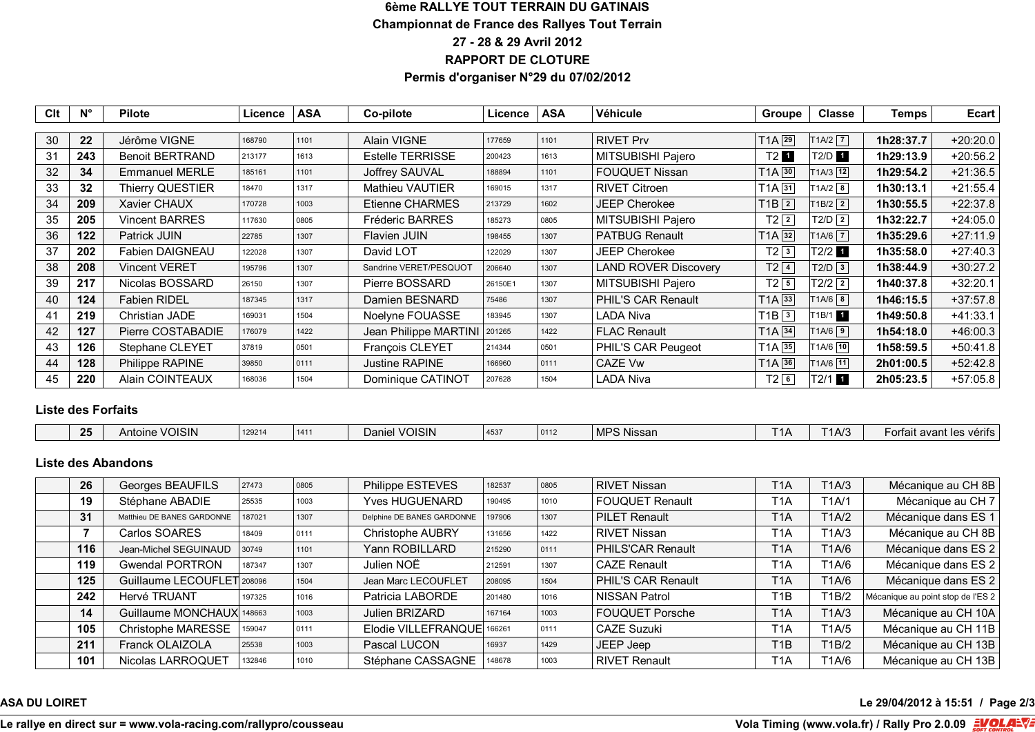**6ème RALLYE TOUT TERRAIN DU GATINAIS**

**Championnat de France des Rallyes Tout Terrain**

**27 - 28 & 29 Avril 2012**

**RAPPORT DE CLOTURE**

**Permis d'organiser N°29 du 07/02/2012**

| Clt | N° | Pilote | Licence | ASA | Co-pilote | Licence | ASA | Véhicule | Groupe | Classe | Temps | Ecart |
|---|---|---|---|---|---|---|---|---|---|---|---|---|
| 30 | 22 | Jérôme VIGNE | 168790 | 1101 | Alain VIGNE | 177659 | 1101 | RIVET Prv | T1A 29 | T1A/2 7 | 1h28:37.7 | +20:20.0 |
| 31 | 243 | Benoit BERTRAND | 213177 | 1613 | Estelle TERRISSE | 200423 | 1613 | MITSUBISHI Pajero | T2 1 | T2/D 1 | 1h29:13.9 | +20:56.2 |
| 32 | 34 | Emmanuel MERLE | 185161 | 1101 | Joffrey SAUVAL | 188894 | 1101 | FOUQUET Nissan | T1A 30 | T1A/3 12 | 1h29:54.2 | +21:36.5 |
| 33 | 32 | Thierry QUESTIER | 18470 | 1317 | Mathieu VAUTIER | 169015 | 1317 | RIVET Citroen | T1A 31 | T1A/2 8 | 1h30:13.1 | +21:55.4 |
| 34 | 209 | Xavier CHAUX | 170728 | 1003 | Etienne CHARMES | 213729 | 1602 | JEEP Cherokee | T1B 2 | T1B/2 2 | 1h30:55.5 | +22:37.8 |
| 35 | 205 | Vincent BARRES | 117630 | 0805 | Fréderic BARRES | 185273 | 0805 | MITSUBISHI Pajero | T2 2 | T2/D 2 | 1h32:22.7 | +24:05.0 |
| 36 | 122 | Patrick JUIN | 22785 | 1307 | Flavien JUIN | 198455 | 1307 | PATBUG Renault | T1A 32 | T1A/6 7 | 1h35:29.6 | +27:11.9 |
| 37 | 202 | Fabien DAIGNEAU | 122028 | 1307 | David LOT | 122029 | 1307 | JEEP Cherokee | T2 3 | T2/2 1 | 1h35:58.0 | +27:40.3 |
| 38 | 208 | Vincent VERET | 195796 | 1307 | Sandrine VERET/PESQUOT | 206640 | 1307 | LAND ROVER Discovery | T2 4 | T2/D 3 | 1h38:44.9 | +30:27.2 |
| 39 | 217 | Nicolas BOSSARD | 26150 | 1307 | Pierre BOSSARD | 26150E1 | 1307 | MITSUBISHI Pajero | T2 5 | T2/2 2 | 1h40:37.8 | +32:20.1 |
| 40 | 124 | Fabien RIDEL | 187345 | 1317 | Damien BESNARD | 75486 | 1307 | PHIL'S CAR Renault | T1A 33 | T1A/6 8 | 1h46:15.5 | +37:57.8 |
| 41 | 219 | Christian JADE | 169031 | 1504 | Noelyne FOUASSE | 183945 | 1307 | LADA Niva | T1B 3 | T1B/1 1 | 1h49:50.8 | +41:33.1 |
| 42 | 127 | Pierre COSTABADIE | 176079 | 1422 | Jean Philippe MARTINI | 201265 | 1422 | FLAC Renault | T1A 34 | T1A/6 9 | 1h54:18.0 | +46:00.3 |
| 43 | 126 | Stephane CLEYET | 37819 | 0501 | François CLEYET | 214344 | 0501 | PHIL'S CAR Peugeot | T1A 35 | T1A/6 10 | 1h58:59.5 | +50:41.8 |
| 44 | 128 | Philippe RAPINE | 39850 | 0111 | Justine RAPINE | 166960 | 0111 | CAZE Vw | T1A 36 | T1A/6 11 | 2h01:00.5 | +52:42.8 |
| 45 | 220 | Alain COINTEAUX | 168036 | 1504 | Dominique CATINOT | 207628 | 1504 | LADA Niva | T2 6 | T2/1 1 | 2h05:23.5 | +57:05.8 |

**Liste des Forfaits**

| | N° | Pilote | Licence | ASA | Co-pilote | Licence | ASA | Véhicule | Groupe | Classe | Motif |
|---|---|---|---|---|---|---|---|---|---|---|---|
| | 25 | Antoine VOISIN | 129214 | 1411 | Daniel VOISIN | 4537 | 0112 | MPS Nissan | T1A | T1A/3 | Forfait avant les vérifs |

**Liste des Abandons**

| | N° | Pilote | Licence | ASA | Co-pilote | Licence | ASA | Véhicule | Groupe | Classe | Motif |
|---|---|---|---|---|---|---|---|---|---|---|---|
| | 26 | Georges BEAUFILS | 27473 | 0805 | Philippe ESTEVES | 182537 | 0805 | RIVET Nissan | T1A | T1A/3 | Mécanique au CH 8B |
| | 19 | Stéphane ABADIE | 25535 | 1003 | Yves HUGUENARD | 190495 | 1010 | FOUQUET Renault | T1A | T1A/1 | Mécanique au CH 7 |
| | 31 | Matthieu DE BANES GARDONNE | 187021 | 1307 | Delphine DE BANES GARDONNE | 197906 | 1307 | PILET Renault | T1A | T1A/2 | Mécanique dans ES 1 |
| | 7 | Carlos SOARES | 18409 | 0111 | Christophe AUBRY | 131656 | 1422 | RIVET Nissan | T1A | T1A/3 | Mécanique au CH 8B |
| | 116 | Jean-Michel SEGUINAUD | 30749 | 1101 | Yann ROBILLARD | 215290 | 0111 | PHILS'CAR Renault | T1A | T1A/6 | Mécanique dans ES 2 |
| | 119 | Gwendal PORTRON | 187347 | 1307 | Julien NOË | 212591 | 1307 | CAZE Renault | T1A | T1A/6 | Mécanique dans ES 2 |
| | 125 | Guillaume LECOUFLET | 208096 | 1504 | Jean Marc LECOUFLET | 208095 | 1504 | PHIL'S CAR Renault | T1A | T1A/6 | Mécanique dans ES 2 |
| | 242 | Hervé TRUANT | 197325 | 1016 | Patricia LABORDE | 201480 | 1016 | NISSAN Patrol | T1B | T1B/2 | Mécanique au point stop de l'ES 2 |
| | 14 | Guillaume MONCHAUX | 148663 | 1003 | Julien BRIZARD | 167164 | 1003 | FOUQUET Porsche | T1A | T1A/3 | Mécanique au CH 10A |
| | 105 | Christophe MARESSE | 159047 | 0111 | Elodie VILLEFRANQUE | 166261 | 0111 | CAZE Suzuki | T1A | T1A/5 | Mécanique au CH 11B |
| | 211 | Franck OLAIZOLA | 25538 | 1003 | Pascal LUCON | 16937 | 1429 | JEEP Jeep | T1B | T1B/2 | Mécanique au CH 13B |
| | 101 | Nicolas LARROQUET | 132846 | 1010 | Stéphane CASSAGNE | 148678 | 1003 | RIVET Renault | T1A | T1A/6 | Mécanique au CH 13B |

**ASA DU LOIRET** — **Le 29/04/2012 à 15:51**

**Le rallye en direct sur = www.vola-racing.com/rallypro/cousseau** — **Vola Timing (www.vola.fr) / Rally Pro 2.0.09**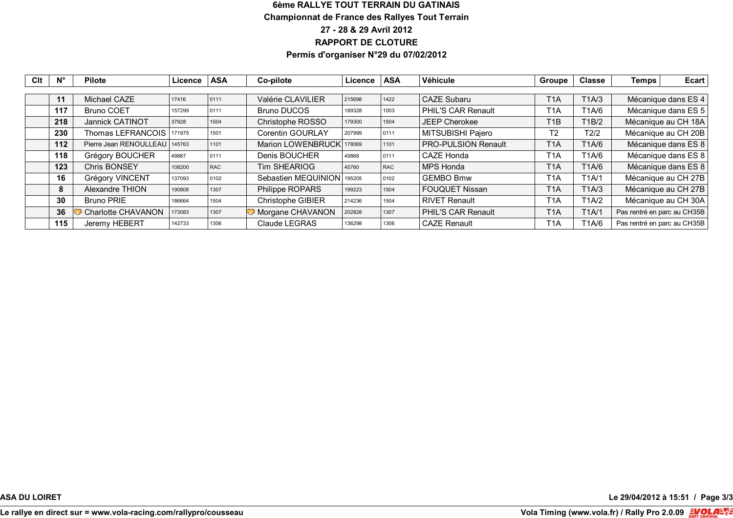**6ème RALLYE TOUT TERRAIN DU GATINAIS**

**Championnat de France des Rallyes Tout Terrain**

**27 - 28 & 29 Avril 2012**

**RAPPORT DE CLOTURE**

**Permis d'organiser N°29 du 07/02/2012**

| Clt | N° | Pilote | Licence | ASA | Co-pilote | Licence | ASA | Véhicule | Groupe | Classe | Temps | Ecart |
|---|---|---|---|---|---|---|---|---|---|---|---|---|
| | **11** | Michael CAZE | 17416 | 0111 | Valérie CLAVILIER | 215698 | 1422 | CAZE Subaru | T1A | T1A/3 | Mécanique dans ES 4 | |
| | **117** | Bruno COET | 157299 | 0111 | Bruno DUCOS | 189328 | 1003 | PHIL'S CAR Renault | T1A | T1A/6 | Mécanique dans ES 5 | |
| | **218** | Jannick CATINOT | 37928 | 1504 | Christophe ROSSO | 179300 | 1504 | JEEP Cherokee | T1B | T1B/2 | Mécanique au CH 18A | |
| | **230** | Thomas LEFRANCOIS | 171975 | 1501 | Corentin GOURLAY | 207999 | 0111 | MITSUBISHI Pajero | T2 | T2/2 | Mécanique au CH 20B | |
| | **112** | Pierre Jean RENOULLEAU | 145763 | 1101 | Marion LOWENBRUCK | 178069 | 1101 | PRO-PULSION Renault | T1A | T1A/6 | Mécanique dans ES 8 | |
| | **118** | Grégory BOUCHER | 49867 | 0111 | Denis BOUCHER | 49868 | 0111 | CAZE Honda | T1A | T1A/6 | Mécanique dans ES 8 | |
| | **123** | Chris BONSEY | 108200 | RAC | Tim SHEARIOG | 45760 | RAC | MPS Honda | T1A | T1A/6 | Mécanique dans ES 8 | |
| | **16** | Grégory VINCENT | 137093 | 0102 | Sebastien MEQUINION | 195205 | 0102 | GEMBO Bmw | T1A | T1A/1 | Mécanique au CH 27B | |
| | **8** | Alexandre THION | 190808 | 1307 | Philippe ROPARS | 199223 | 1504 | FOUQUET Nissan | T1A | T1A/3 | Mécanique au CH 27B | |
| | **30** | Bruno PRIE | 186664 | 1504 | Christophe GIBIER | 214236 | 1504 | RIVET Renault | T1A | T1A/2 | Mécanique au CH 30A | |
| | **36** | Charlotte CHAVANON | 173083 | 1307 | Morgane CHAVANON | 202828 | 1307 | PHIL'S CAR Renault | T1A | T1A/1 | Pas rentré en parc au CH35B | |
| | **115** | Jeremy HEBERT | 142733 | 1306 | Claude LEGRAS | 136298 | 1306 | CAZE Renault | T1A | T1A/6 | Pas rentré en parc au CH35B | |

**ASA DU LOIRET** — **Le 29/04/2012 à 15:51**

**Le rallye en direct sur = www.vola-racing.com/rallypro/cousseau** — **Vola Timing (www.vola.fr) / Rally Pro 2.0.09**